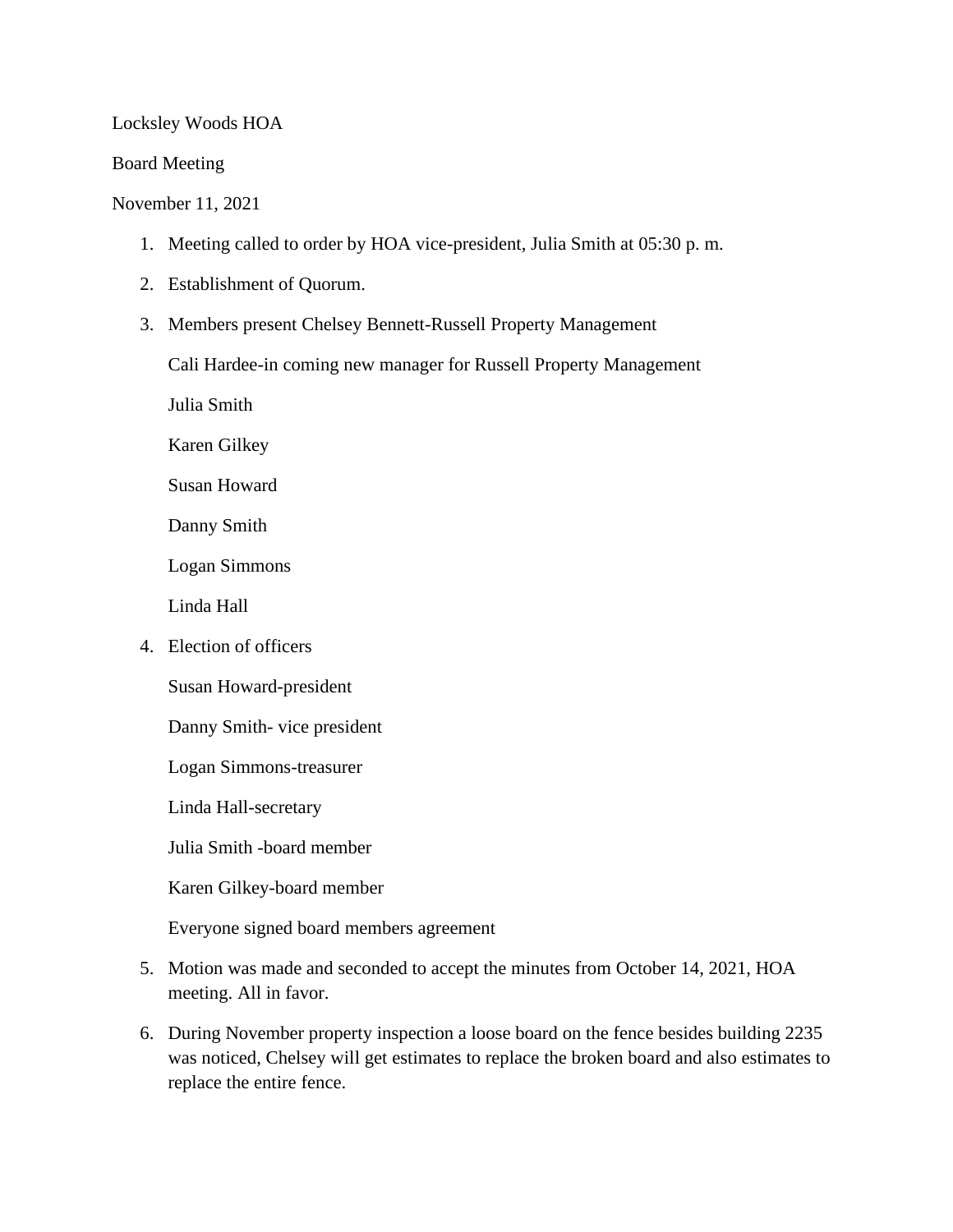Locksley Woods HOA

Board Meeting

November 11, 2021

1. Meeting called to order by HOA vice-president, Julia Smith at 05:30 p. m.

2. Establishment of Quorum.

3. Members present Chelsey Bennett-Russell Property Management

   Cali Hardee-in coming new manager for Russell Property Management

   Julia Smith

   Karen Gilkey

   Susan Howard

   Danny Smith

   Logan Simmons

   Linda Hall

4. Election of officers

   Susan Howard-president

   Danny Smith- vice president

   Logan Simmons-treasurer

   Linda Hall-secretary

   Julia Smith -board member

   Karen Gilkey-board member

   Everyone signed board members agreement

5. Motion was made and seconded to accept the minutes from October 14, 2021, HOA meeting. All in favor.

6. During November property inspection a loose board on the fence besides building 2235 was noticed, Chelsey will get estimates to replace the broken board and also estimates to replace the entire fence.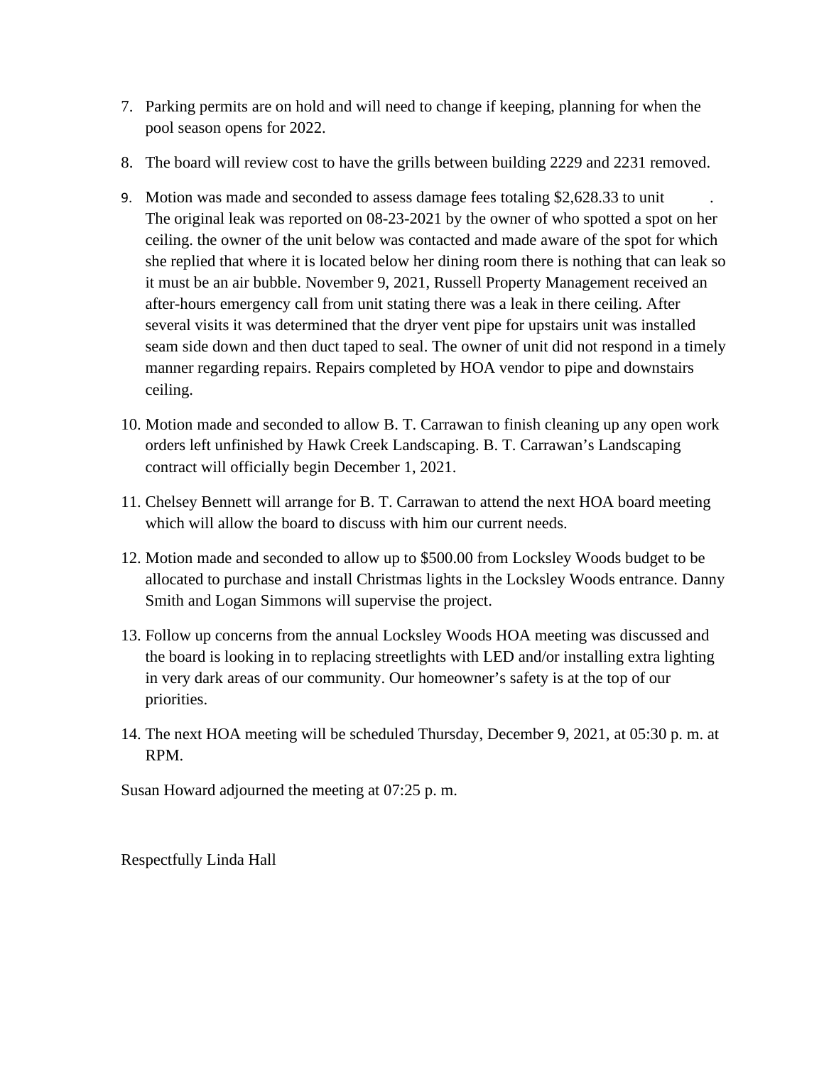7. Parking permits are on hold and will need to change if keeping, planning for when the pool season opens for 2022.

8. The board will review cost to have the grills between building 2229 and 2231 removed.

9. Motion was made and seconded to assess damage fees totaling $2,628.33 to unit . The original leak was reported on 08-23-2021 by the owner of who spotted a spot on her ceiling. the owner of the unit below was contacted and made aware of the spot for which she replied that where it is located below her dining room there is nothing that can leak so it must be an air bubble. November 9, 2021, Russell Property Management received an after-hours emergency call from unit stating there was a leak in there ceiling. After several visits it was determined that the dryer vent pipe for upstairs unit was installed seam side down and then duct taped to seal. The owner of unit did not respond in a timely manner regarding repairs. Repairs completed by HOA vendor to pipe and downstairs ceiling.

10. Motion made and seconded to allow B. T. Carrawan to finish cleaning up any open work orders left unfinished by Hawk Creek Landscaping. B. T. Carrawan's Landscaping contract will officially begin December 1, 2021.

11. Chelsey Bennett will arrange for B. T. Carrawan to attend the next HOA board meeting which will allow the board to discuss with him our current needs.

12. Motion made and seconded to allow up to $500.00 from Locksley Woods budget to be allocated to purchase and install Christmas lights in the Locksley Woods entrance. Danny Smith and Logan Simmons will supervise the project.

13. Follow up concerns from the annual Locksley Woods HOA meeting was discussed and the board is looking in to replacing streetlights with LED and/or installing extra lighting in very dark areas of our community. Our homeowner's safety is at the top of our priorities.

14. The next HOA meeting will be scheduled Thursday, December 9, 2021, at 05:30 p. m. at RPM.

Susan Howard adjourned the meeting at 07:25 p. m.

Respectfully Linda Hall